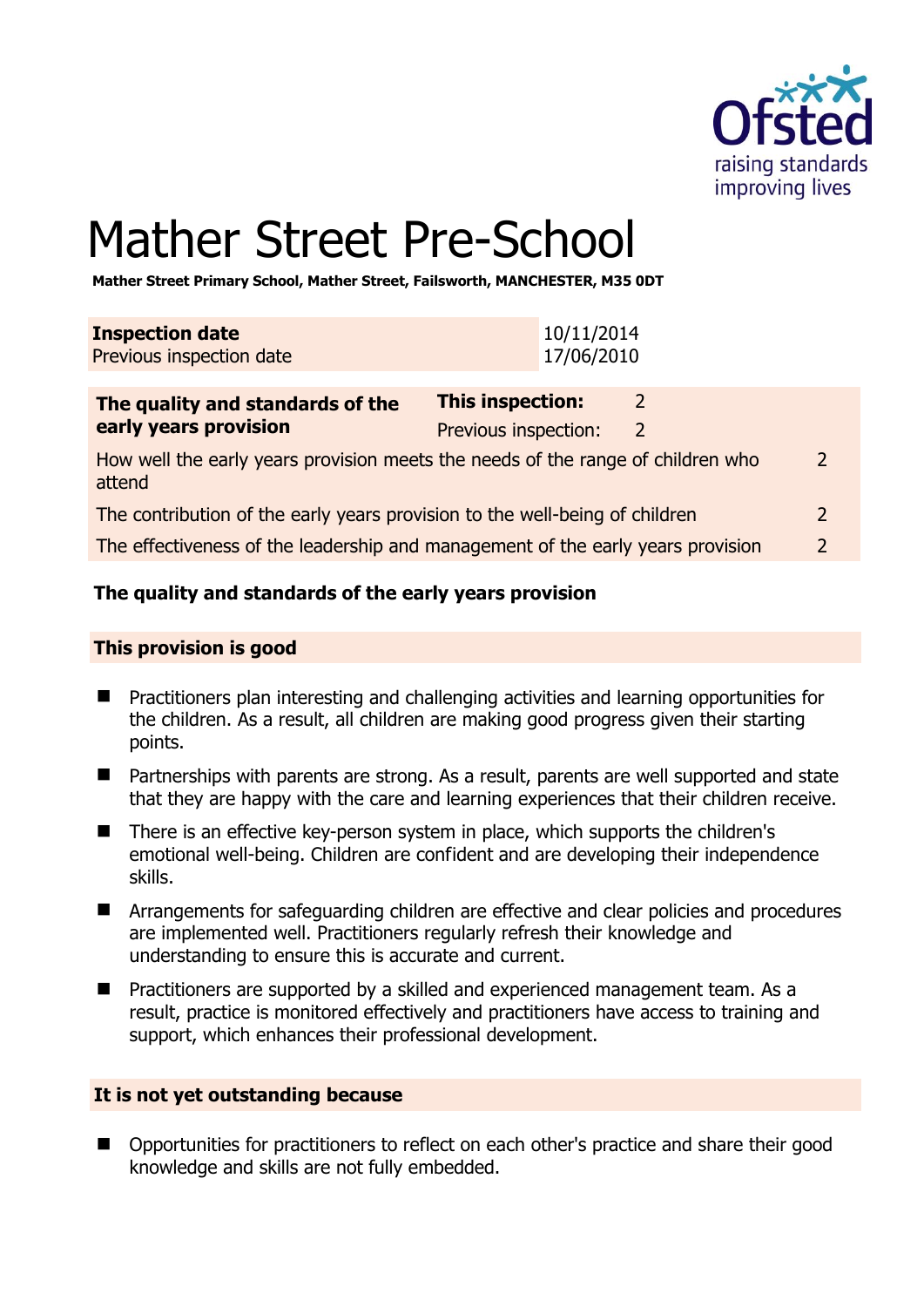# Mather Street Pre-School

**Mather Street Primary School, Mather Street, Failsworth, MANCHESTER, M35 0DT**

| **Inspection date** | 10/11/2014 |
|---|---|
| Previous inspection date | 17/06/2010 |

| **The quality and standards of the early years provision** | **This inspection:** | 2 |
|---|---|---|
| | Previous inspection: | 2 |
| How well the early years provision meets the needs of the range of children who attend | | 2 |
| The contribution of the early years provision to the well-being of children | | 2 |
| The effectiveness of the leadership and management of the early years provision | | 2 |

## The quality and standards of the early years provision

### This provision is good

- Practitioners plan interesting and challenging activities and learning opportunities for the children. As a result, all children are making good progress given their starting points.
- Partnerships with parents are strong. As a result, parents are well supported and state that they are happy with the care and learning experiences that their children receive.
- There is an effective key-person system in place, which supports the children's emotional well-being. Children are confident and are developing their independence skills.
- Arrangements for safeguarding children are effective and clear policies and procedures are implemented well. Practitioners regularly refresh their knowledge and understanding to ensure this is accurate and current.
- Practitioners are supported by a skilled and experienced management team. As a result, practice is monitored effectively and practitioners have access to training and support, which enhances their professional development.

### It is not yet outstanding because

- Opportunities for practitioners to reflect on each other's practice and share their good knowledge and skills are not fully embedded.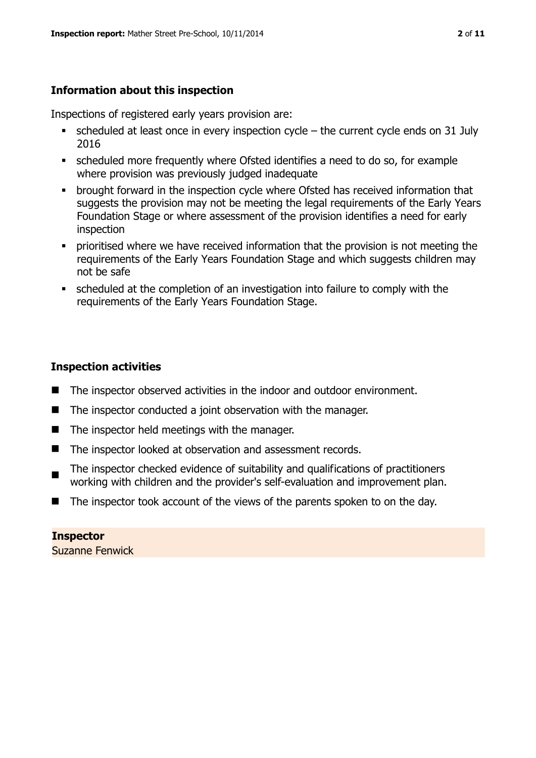## Information about this inspection

Inspections of registered early years provision are:

- scheduled at least once in every inspection cycle – the current cycle ends on 31 July 2016
- scheduled more frequently where Ofsted identifies a need to do so, for example where provision was previously judged inadequate
- brought forward in the inspection cycle where Ofsted has received information that suggests the provision may not be meeting the legal requirements of the Early Years Foundation Stage or where assessment of the provision identifies a need for early inspection
- prioritised where we have received information that the provision is not meeting the requirements of the Early Years Foundation Stage and which suggests children may not be safe
- scheduled at the completion of an investigation into failure to comply with the requirements of the Early Years Foundation Stage.

## Inspection activities

- The inspector observed activities in the indoor and outdoor environment.
- The inspector conducted a joint observation with the manager.
- The inspector held meetings with the manager.
- The inspector looked at observation and assessment records.
- The inspector checked evidence of suitability and qualifications of practitioners working with children and the provider's self-evaluation and improvement plan.
- The inspector took account of the views of the parents spoken to on the day.

**Inspector**
Suzanne Fenwick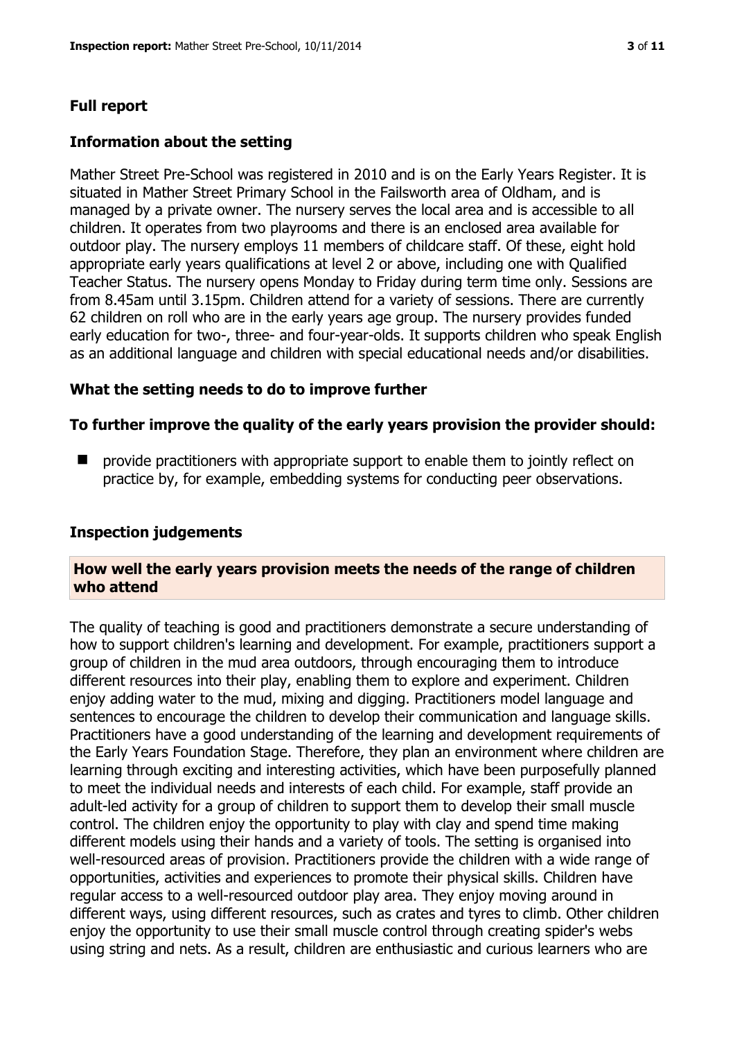## Full report

### Information about the setting

Mather Street Pre-School was registered in 2010 and is on the Early Years Register. It is situated in Mather Street Primary School in the Failsworth area of Oldham, and is managed by a private owner. The nursery serves the local area and is accessible to all children. It operates from two playrooms and there is an enclosed area available for outdoor play. The nursery employs 11 members of childcare staff. Of these, eight hold appropriate early years qualifications at level 2 or above, including one with Qualified Teacher Status. The nursery opens Monday to Friday during term time only. Sessions are from 8.45am until 3.15pm. Children attend for a variety of sessions. There are currently 62 children on roll who are in the early years age group. The nursery provides funded early education for two-, three- and four-year-olds. It supports children who speak English as an additional language and children with special educational needs and/or disabilities.

### What the setting needs to do to improve further

#### To further improve the quality of the early years provision the provider should:

- provide practitioners with appropriate support to enable them to jointly reflect on practice by, for example, embedding systems for conducting peer observations.

### Inspection judgements

#### How well the early years provision meets the needs of the range of children who attend

The quality of teaching is good and practitioners demonstrate a secure understanding of how to support children's learning and development. For example, practitioners support a group of children in the mud area outdoors, through encouraging them to introduce different resources into their play, enabling them to explore and experiment. Children enjoy adding water to the mud, mixing and digging. Practitioners model language and sentences to encourage the children to develop their communication and language skills. Practitioners have a good understanding of the learning and development requirements of the Early Years Foundation Stage. Therefore, they plan an environment where children are learning through exciting and interesting activities, which have been purposefully planned to meet the individual needs and interests of each child. For example, staff provide an adult-led activity for a group of children to support them to develop their small muscle control. The children enjoy the opportunity to play with clay and spend time making different models using their hands and a variety of tools. The setting is organised into well-resourced areas of provision. Practitioners provide the children with a wide range of opportunities, activities and experiences to promote their physical skills. Children have regular access to a well-resourced outdoor play area. They enjoy moving around in different ways, using different resources, such as crates and tyres to climb. Other children enjoy the opportunity to use their small muscle control through creating spider's webs using string and nets. As a result, children are enthusiastic and curious learners who are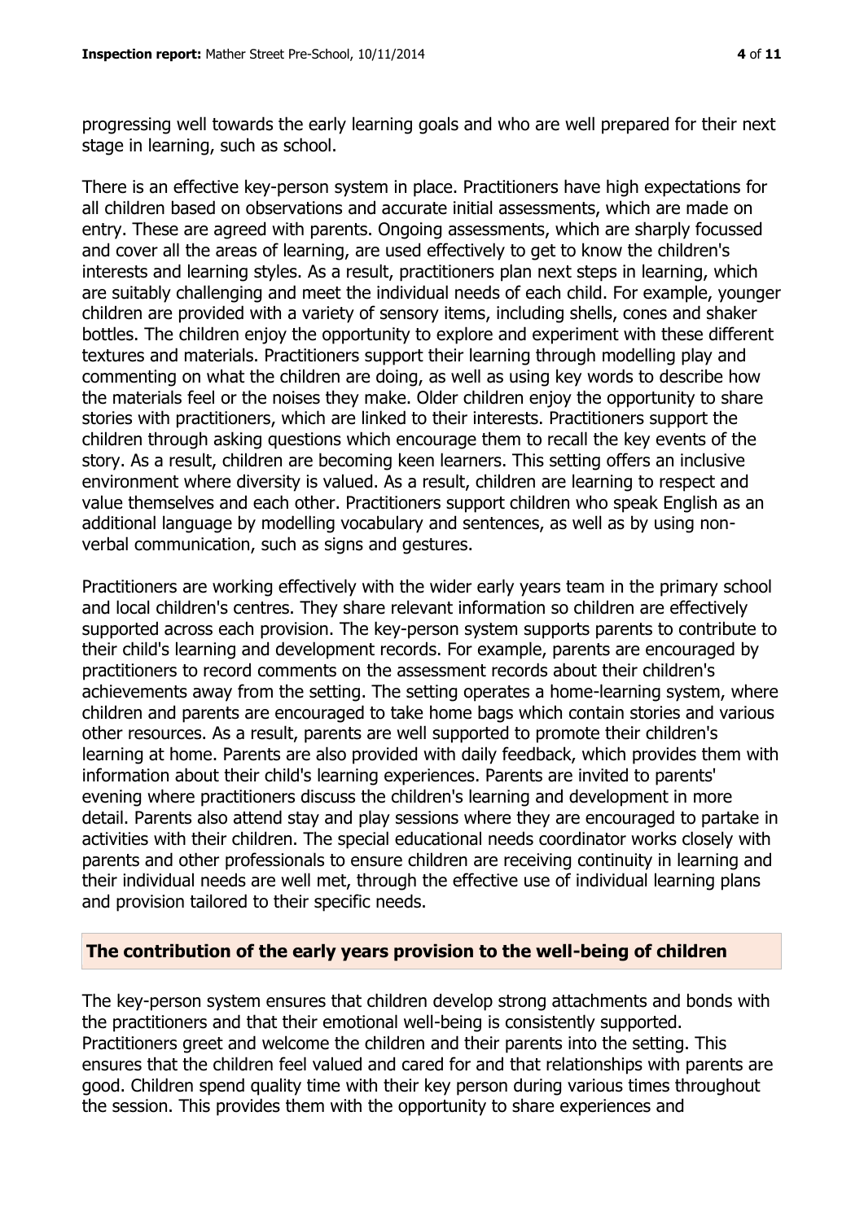progressing well towards the early learning goals and who are well prepared for their next stage in learning, such as school.

There is an effective key-person system in place. Practitioners have high expectations for all children based on observations and accurate initial assessments, which are made on entry. These are agreed with parents. Ongoing assessments, which are sharply focussed and cover all the areas of learning, are used effectively to get to know the children's interests and learning styles. As a result, practitioners plan next steps in learning, which are suitably challenging and meet the individual needs of each child. For example, younger children are provided with a variety of sensory items, including shells, cones and shaker bottles. The children enjoy the opportunity to explore and experiment with these different textures and materials. Practitioners support their learning through modelling play and commenting on what the children are doing, as well as using key words to describe how the materials feel or the noises they make. Older children enjoy the opportunity to share stories with practitioners, which are linked to their interests. Practitioners support the children through asking questions which encourage them to recall the key events of the story. As a result, children are becoming keen learners. This setting offers an inclusive environment where diversity is valued. As a result, children are learning to respect and value themselves and each other. Practitioners support children who speak English as an additional language by modelling vocabulary and sentences, as well as by using non-verbal communication, such as signs and gestures.

Practitioners are working effectively with the wider early years team in the primary school and local children's centres. They share relevant information so children are effectively supported across each provision. The key-person system supports parents to contribute to their child's learning and development records. For example, parents are encouraged by practitioners to record comments on the assessment records about their children's achievements away from the setting. The setting operates a home-learning system, where children and parents are encouraged to take home bags which contain stories and various other resources. As a result, parents are well supported to promote their children's learning at home. Parents are also provided with daily feedback, which provides them with information about their child's learning experiences. Parents are invited to parents' evening where practitioners discuss the children's learning and development in more detail. Parents also attend stay and play sessions where they are encouraged to partake in activities with their children. The special educational needs coordinator works closely with parents and other professionals to ensure children are receiving continuity in learning and their individual needs are well met, through the effective use of individual learning plans and provision tailored to their specific needs.

## The contribution of the early years provision to the well-being of children

The key-person system ensures that children develop strong attachments and bonds with the practitioners and that their emotional well-being is consistently supported. Practitioners greet and welcome the children and their parents into the setting. This ensures that the children feel valued and cared for and that relationships with parents are good. Children spend quality time with their key person during various times throughout the session. This provides them with the opportunity to share experiences and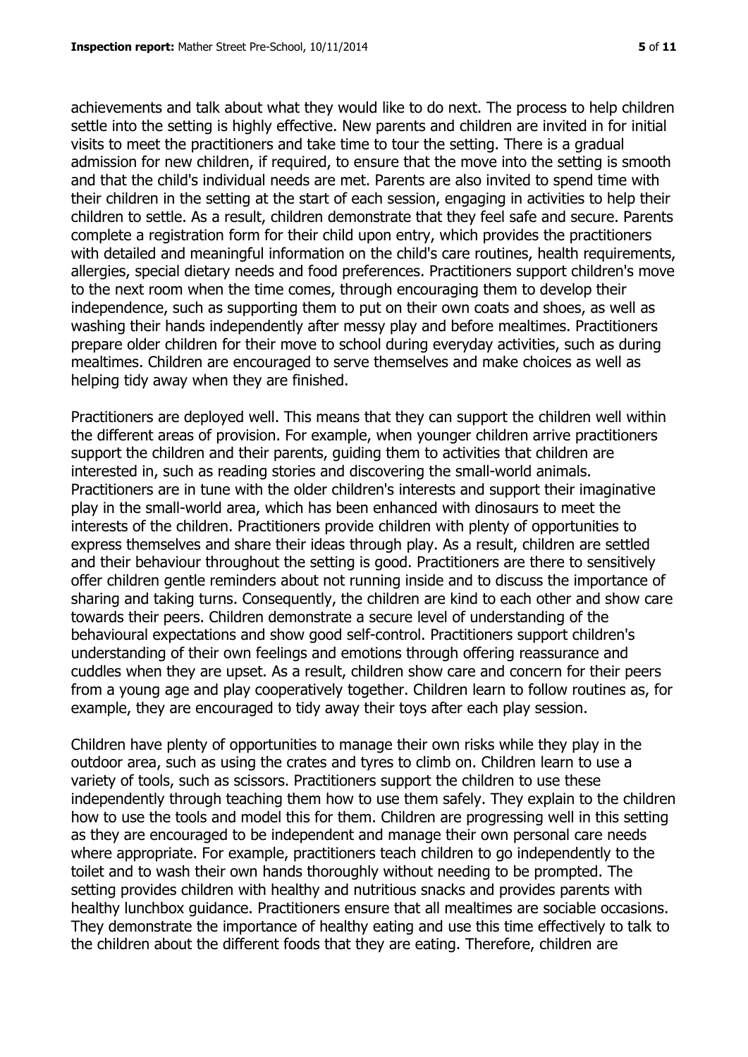achievements and talk about what they would like to do next. The process to help children settle into the setting is highly effective. New parents and children are invited in for initial visits to meet the practitioners and take time to tour the setting. There is a gradual admission for new children, if required, to ensure that the move into the setting is smooth and that the child's individual needs are met. Parents are also invited to spend time with their children in the setting at the start of each session, engaging in activities to help their children to settle. As a result, children demonstrate that they feel safe and secure. Parents complete a registration form for their child upon entry, which provides the practitioners with detailed and meaningful information on the child's care routines, health requirements, allergies, special dietary needs and food preferences. Practitioners support children's move to the next room when the time comes, through encouraging them to develop their independence, such as supporting them to put on their own coats and shoes, as well as washing their hands independently after messy play and before mealtimes. Practitioners prepare older children for their move to school during everyday activities, such as during mealtimes. Children are encouraged to serve themselves and make choices as well as helping tidy away when they are finished.

Practitioners are deployed well. This means that they can support the children well within the different areas of provision. For example, when younger children arrive practitioners support the children and their parents, guiding them to activities that children are interested in, such as reading stories and discovering the small-world animals. Practitioners are in tune with the older children's interests and support their imaginative play in the small-world area, which has been enhanced with dinosaurs to meet the interests of the children. Practitioners provide children with plenty of opportunities to express themselves and share their ideas through play. As a result, children are settled and their behaviour throughout the setting is good. Practitioners are there to sensitively offer children gentle reminders about not running inside and to discuss the importance of sharing and taking turns. Consequently, the children are kind to each other and show care towards their peers. Children demonstrate a secure level of understanding of the behavioural expectations and show good self-control. Practitioners support children's understanding of their own feelings and emotions through offering reassurance and cuddles when they are upset. As a result, children show care and concern for their peers from a young age and play cooperatively together. Children learn to follow routines as, for example, they are encouraged to tidy away their toys after each play session.

Children have plenty of opportunities to manage their own risks while they play in the outdoor area, such as using the crates and tyres to climb on. Children learn to use a variety of tools, such as scissors. Practitioners support the children to use these independently through teaching them how to use them safely. They explain to the children how to use the tools and model this for them. Children are progressing well in this setting as they are encouraged to be independent and manage their own personal care needs where appropriate. For example, practitioners teach children to go independently to the toilet and to wash their own hands thoroughly without needing to be prompted. The setting provides children with healthy and nutritious snacks and provides parents with healthy lunchbox guidance. Practitioners ensure that all mealtimes are sociable occasions. They demonstrate the importance of healthy eating and use this time effectively to talk to the children about the different foods that they are eating. Therefore, children are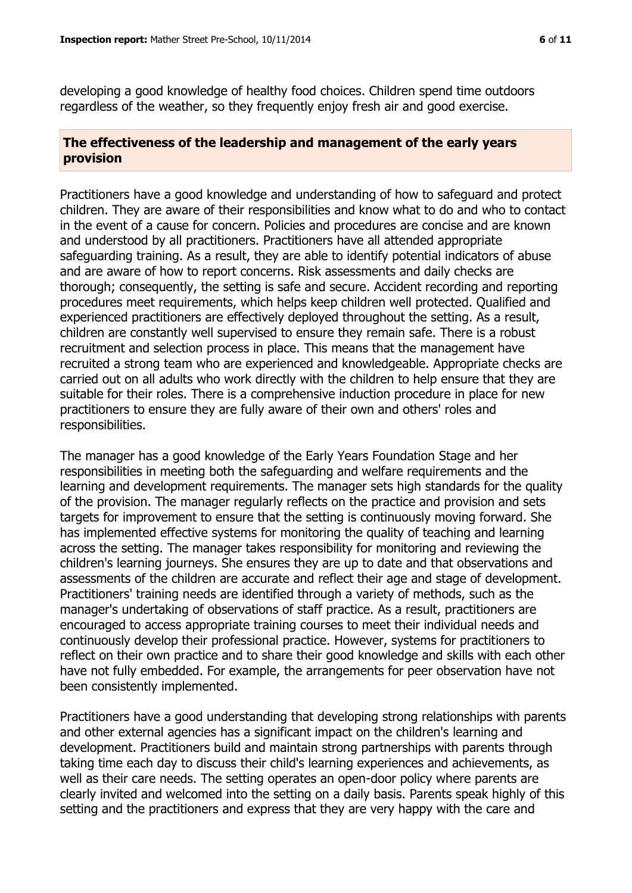developing a good knowledge of healthy food choices. Children spend time outdoors regardless of the weather, so they frequently enjoy fresh air and good exercise.

## The effectiveness of the leadership and management of the early years provision

Practitioners have a good knowledge and understanding of how to safeguard and protect children. They are aware of their responsibilities and know what to do and who to contact in the event of a cause for concern. Policies and procedures are concise and are known and understood by all practitioners. Practitioners have all attended appropriate safeguarding training. As a result, they are able to identify potential indicators of abuse and are aware of how to report concerns. Risk assessments and daily checks are thorough; consequently, the setting is safe and secure. Accident recording and reporting procedures meet requirements, which helps keep children well protected. Qualified and experienced practitioners are effectively deployed throughout the setting. As a result, children are constantly well supervised to ensure they remain safe. There is a robust recruitment and selection process in place. This means that the management have recruited a strong team who are experienced and knowledgeable. Appropriate checks are carried out on all adults who work directly with the children to help ensure that they are suitable for their roles. There is a comprehensive induction procedure in place for new practitioners to ensure they are fully aware of their own and others' roles and responsibilities.

The manager has a good knowledge of the Early Years Foundation Stage and her responsibilities in meeting both the safeguarding and welfare requirements and the learning and development requirements. The manager sets high standards for the quality of the provision. The manager regularly reflects on the practice and provision and sets targets for improvement to ensure that the setting is continuously moving forward. She has implemented effective systems for monitoring the quality of teaching and learning across the setting. The manager takes responsibility for monitoring and reviewing the children's learning journeys. She ensures they are up to date and that observations and assessments of the children are accurate and reflect their age and stage of development. Practitioners' training needs are identified through a variety of methods, such as the manager's undertaking of observations of staff practice. As a result, practitioners are encouraged to access appropriate training courses to meet their individual needs and continuously develop their professional practice. However, systems for practitioners to reflect on their own practice and to share their good knowledge and skills with each other have not fully embedded. For example, the arrangements for peer observation have not been consistently implemented.

Practitioners have a good understanding that developing strong relationships with parents and other external agencies has a significant impact on the children's learning and development. Practitioners build and maintain strong partnerships with parents through taking time each day to discuss their child's learning experiences and achievements, as well as their care needs. The setting operates an open-door policy where parents are clearly invited and welcomed into the setting on a daily basis. Parents speak highly of this setting and the practitioners and express that they are very happy with the care and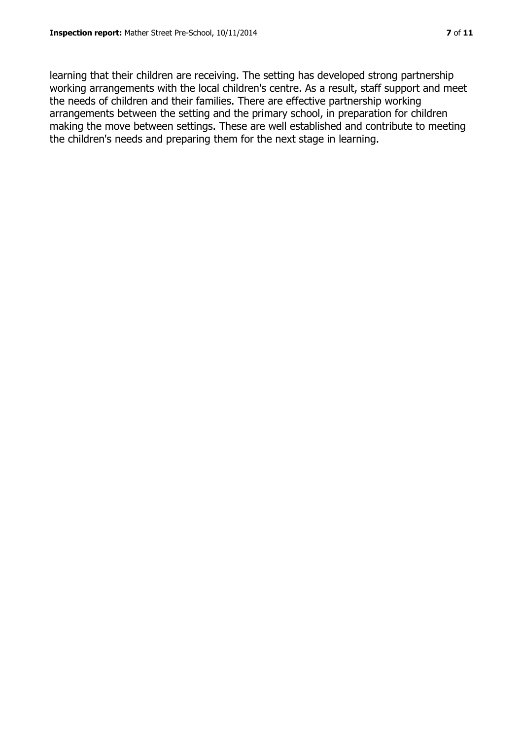learning that their children are receiving. The setting has developed strong partnership working arrangements with the local children's centre. As a result, staff support and meet the needs of children and their families. There are effective partnership working arrangements between the setting and the primary school, in preparation for children making the move between settings. These are well established and contribute to meeting the children's needs and preparing them for the next stage in learning.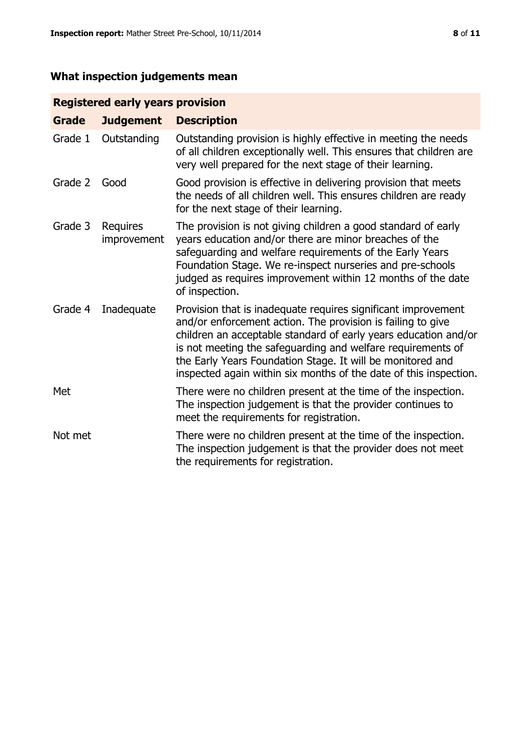## What inspection judgements mean

| Registered early years provision | | |
|---|---|---|
| **Grade** | **Judgement** | **Description** |
| Grade 1 | Outstanding | Outstanding provision is highly effective in meeting the needs of all children exceptionally well. This ensures that children are very well prepared for the next stage of their learning. |
| Grade 2 | Good | Good provision is effective in delivering provision that meets the needs of all children well. This ensures children are ready for the next stage of their learning. |
| Grade 3 | Requires improvement | The provision is not giving children a good standard of early years education and/or there are minor breaches of the safeguarding and welfare requirements of the Early Years Foundation Stage. We re-inspect nurseries and pre-schools judged as requires improvement within 12 months of the date of inspection. |
| Grade 4 | Inadequate | Provision that is inadequate requires significant improvement and/or enforcement action. The provision is failing to give children an acceptable standard of early years education and/or is not meeting the safeguarding and welfare requirements of the Early Years Foundation Stage. It will be monitored and inspected again within six months of the date of this inspection. |
| Met | | There were no children present at the time of the inspection. The inspection judgement is that the provider continues to meet the requirements for registration. |
| Not met | | There were no children present at the time of the inspection. The inspection judgement is that the provider does not meet the requirements for registration. |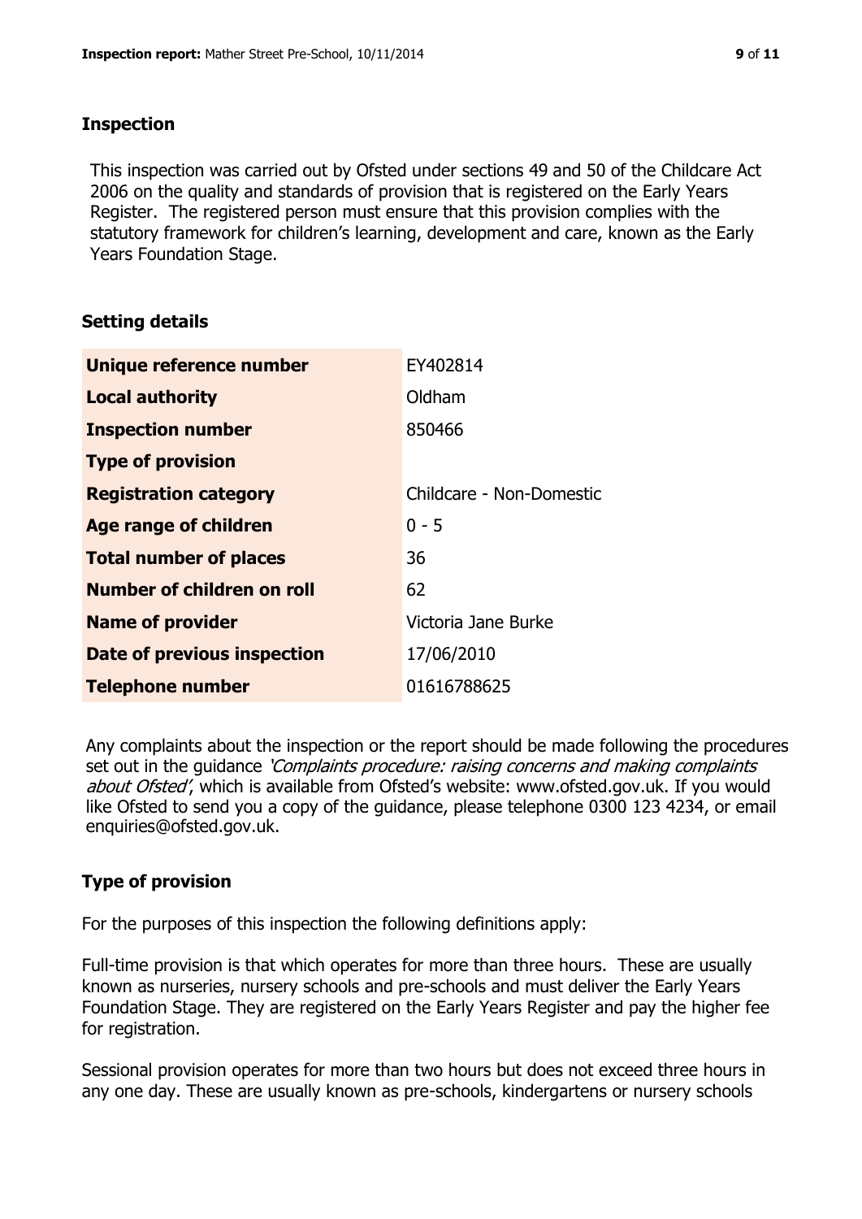## Inspection

This inspection was carried out by Ofsted under sections 49 and 50 of the Childcare Act 2006 on the quality and standards of provision that is registered on the Early Years Register. The registered person must ensure that this provision complies with the statutory framework for children's learning, development and care, known as the Early Years Foundation Stage.

## Setting details

| | |
|---|---|
| **Unique reference number** | EY402814 |
| **Local authority** | Oldham |
| **Inspection number** | 850466 |
| **Type of provision** | |
| **Registration category** | Childcare - Non-Domestic |
| **Age range of children** | 0 - 5 |
| **Total number of places** | 36 |
| **Number of children on roll** | 62 |
| **Name of provider** | Victoria Jane Burke |
| **Date of previous inspection** | 17/06/2010 |
| **Telephone number** | 01616788625 |

Any complaints about the inspection or the report should be made following the procedures set out in the guidance *'Complaints procedure: raising concerns and making complaints about Ofsted'*, which is available from Ofsted's website: www.ofsted.gov.uk. If you would like Ofsted to send you a copy of the guidance, please telephone 0300 123 4234, or email enquiries@ofsted.gov.uk.

## Type of provision

For the purposes of this inspection the following definitions apply:

Full-time provision is that which operates for more than three hours. These are usually known as nurseries, nursery schools and pre-schools and must deliver the Early Years Foundation Stage. They are registered on the Early Years Register and pay the higher fee for registration.

Sessional provision operates for more than two hours but does not exceed three hours in any one day. These are usually known as pre-schools, kindergartens or nursery schools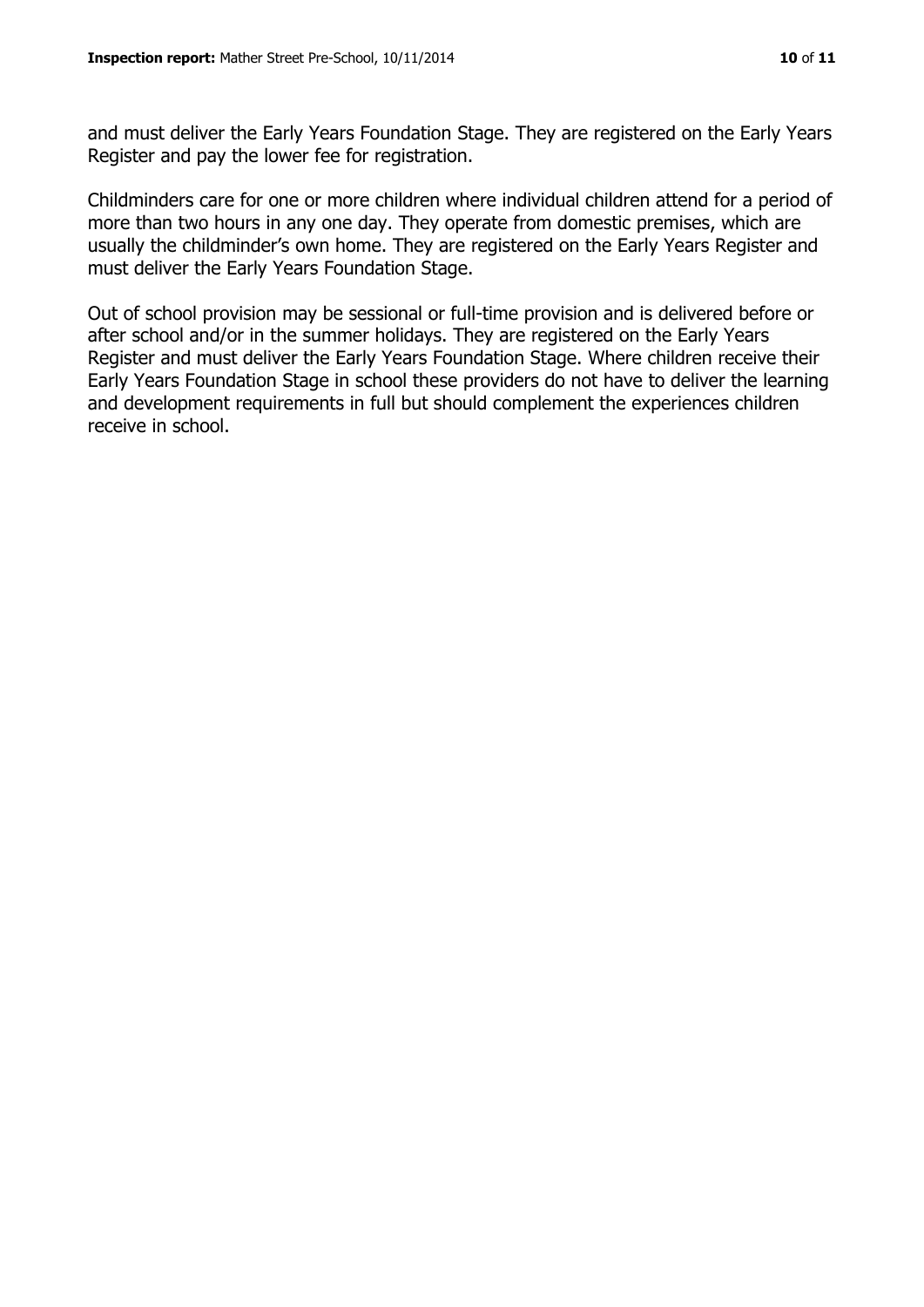and must deliver the Early Years Foundation Stage. They are registered on the Early Years Register and pay the lower fee for registration.

Childminders care for one or more children where individual children attend for a period of more than two hours in any one day. They operate from domestic premises, which are usually the childminder's own home. They are registered on the Early Years Register and must deliver the Early Years Foundation Stage.

Out of school provision may be sessional or full-time provision and is delivered before or after school and/or in the summer holidays. They are registered on the Early Years Register and must deliver the Early Years Foundation Stage. Where children receive their Early Years Foundation Stage in school these providers do not have to deliver the learning and development requirements in full but should complement the experiences children receive in school.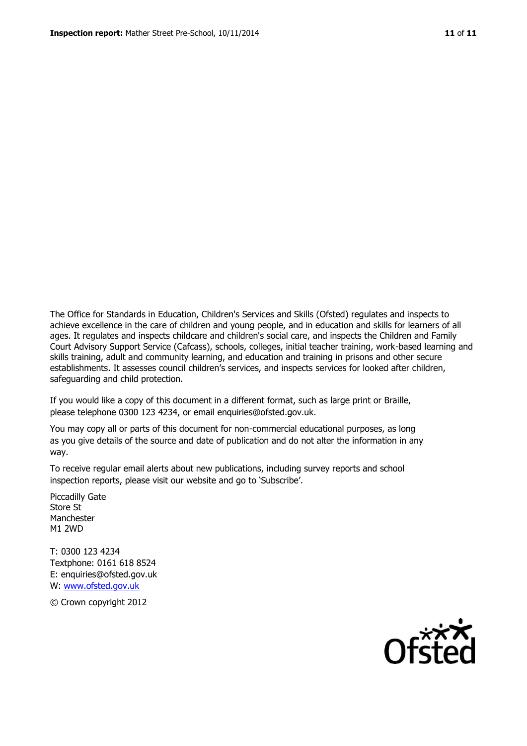The Office for Standards in Education, Children's Services and Skills (Ofsted) regulates and inspects to achieve excellence in the care of children and young people, and in education and skills for learners of all ages. It regulates and inspects childcare and children's social care, and inspects the Children and Family Court Advisory Support Service (Cafcass), schools, colleges, initial teacher training, work-based learning and skills training, adult and community learning, and education and training in prisons and other secure establishments. It assesses council children's services, and inspects services for looked after children, safeguarding and child protection.

If you would like a copy of this document in a different format, such as large print or Braille, please telephone 0300 123 4234, or email enquiries@ofsted.gov.uk.

You may copy all or parts of this document for non-commercial educational purposes, as long as you give details of the source and date of publication and do not alter the information in any way.

To receive regular email alerts about new publications, including survey reports and school inspection reports, please visit our website and go to 'Subscribe'.

Piccadilly Gate
Store St
Manchester
M1 2WD

T: 0300 123 4234
Textphone: 0161 618 8524
E: enquiries@ofsted.gov.uk
W: [www.ofsted.gov.uk](http://www.ofsted.gov.uk)

© Crown copyright 2012

Ofsted